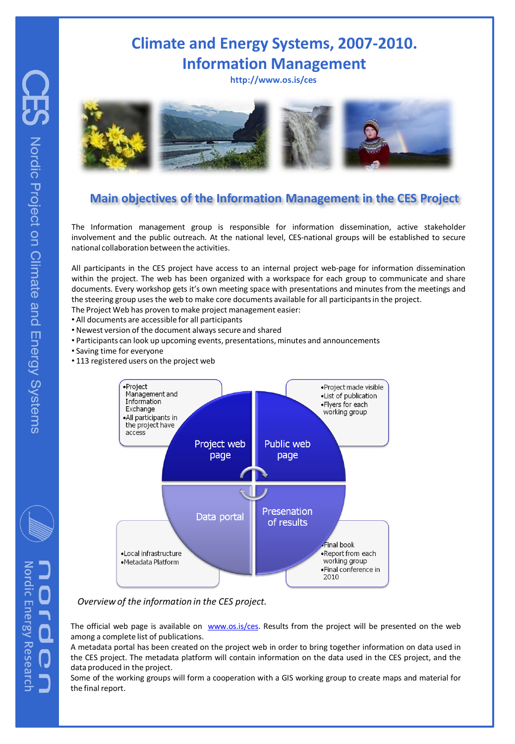# Climate and Energy Systems, 2007-2010. Information Management

http://www.os.is/ces

## Main objectives of the Information Management in the CES Project

The Information management group is responsible for information dissemination, active stakeholder involvement and the public outreach. At the national level, CES-national groups will be established to secure national collaboration between the activities.

All participants in the CES project have access to an internal project web-page for information dissemination within the project. The web has been organized with a workspace for each group to communicate and share documents. Every workshop gets it's own meeting space with presentations and minutes from the meetings and the steering group uses the web to make core documents available for all participants in the project.

The Project Web has proven to make project management easier:

- All documents are accessible for all participants
- Newest version of the document always secure and shared
- Participants can look up upcoming events, presentations, minutes and announcements
- Saving time for everyone
- 113 registered users on the project web

**Project web page**
- Project Management and Information Exchange
- All participants in the project have access

**Public web page**
- Project made visible
- List of publication
- Flyers for each working group

**Data portal**
- Local infrastructure
- Metadata Platform

**Presenation of results**
- Final book
- Report from each working group
- Final conference in 2010

*Overview of the information in the CES project.*

The official web page is available on www.os.is/ces. Results from the project will be presented on the web among a complete list of publications.

A metadata portal has been created on the project web in order to bring together information on data used in the CES project. The metadata platform will contain information on the data used in the CES project, and the data produced in the project.

Some of the working groups will form a cooperation with a GIS working group to create maps and material for the final report.

CES Nordic Project on Climate and Energy Systems

nordon Nordic Energy Research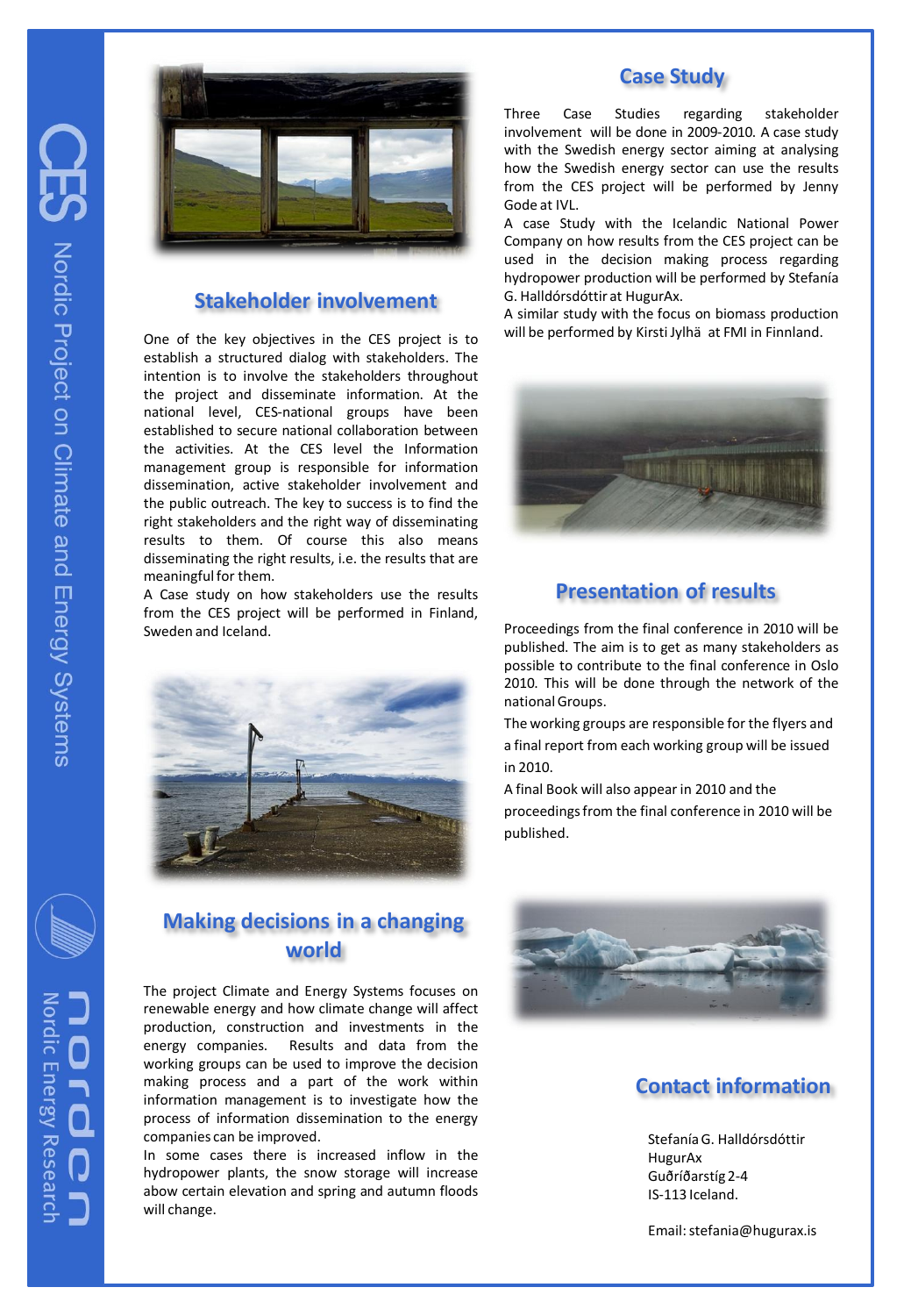## Stakeholder involvement

One of the key objectives in the CES project is to establish a structured dialog with stakeholders. The intention is to involve the stakeholders throughout the project and disseminate information. At the national level, CES-national groups have been established to secure national collaboration between the activities. At the CES level the Information management group is responsible for information dissemination, active stakeholder involvement and the public outreach. The key to success is to find the right stakeholders and the right way of disseminating results to them. Of course this also means disseminating the right results, i.e. the results that are meaningful for them.

A Case study on how stakeholders use the results from the CES project will be performed in Finland, Sweden and Iceland.

## Making decisions in a changing world

The project Climate and Energy Systems focuses on renewable energy and how climate change will affect production, construction and investments in the energy companies. Results and data from the working groups can be used to improve the decision making process and a part of the work within information management is to investigate how the process of information dissemination to the energy companies can be improved.

In some cases there is increased inflow in the hydropower plants, the snow storage will increase abow certain elevation and spring and autumn floods will change.

## Case Study

Three Case Studies regarding stakeholder involvement will be done in 2009-2010. A case study with the Swedish energy sector aiming at analysing how the Swedish energy sector can use the results from the CES project will be performed by Jenny Gode at IVL.

A case Study with the Icelandic National Power Company on how results from the CES project can be used in the decision making process regarding hydropower production will be performed by Stefanía G. Halldórsdóttir at HugurAx.

A similar study with the focus on biomass production will be performed by Kirsti Jylhä at FMI in Finnland.

## Presentation of results

Proceedings from the final conference in 2010 will be published. The aim is to get as many stakeholders as possible to contribute to the final conference in Oslo 2010. This will be done through the network of the national Groups.

The working groups are responsible for the flyers and a final report from each working group will be issued in 2010.

A final Book will also appear in 2010 and the proceedings from the final conference in 2010 will be published.

## Contact information

Stefanía G. Halldórsdóttir
HugurAx
Guðríðarstíg 2-4
IS-113 Iceland.

Email: stefania@hugurax.is

CES Nordic Project on Climate and Energy Systems

nordEn Nordic Energy Research